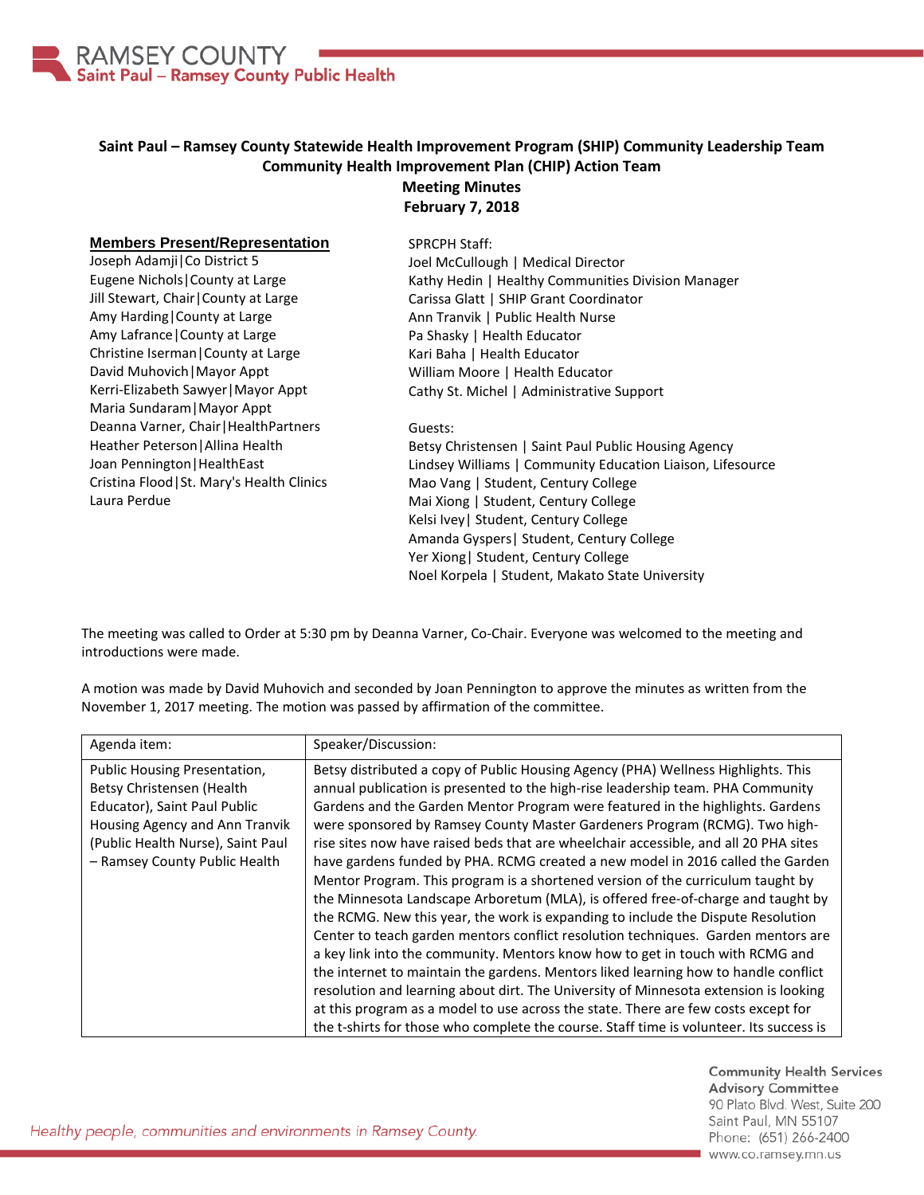## Saint Paul – Ramsey County Statewide Health Improvement Program (SHIP) Community Leadership Team
## Community Health Improvement Plan (CHIP) Action Team
## Meeting Minutes
## February 7, 2018

**Members Present/Representation**

Joseph Adamji|Co District 5
Eugene Nichols|County at Large
Jill Stewart, Chair|County at Large
Amy Harding|County at Large
Amy Lafrance|County at Large
Christine Iserman|County at Large
David Muhovich|Mayor Appt
Kerri-Elizabeth Sawyer|Mayor Appt
Maria Sundaram|Mayor Appt
Deanna Varner, Chair|HealthPartners
Heather Peterson|Allina Health
Joan Pennington|HealthEast
Cristina Flood|St. Mary's Health Clinics
Laura Perdue

SPRCPH Staff:

Joel McCullough | Medical Director
Kathy Hedin | Healthy Communities Division Manager
Carissa Glatt | SHIP Grant Coordinator
Ann Tranvik | Public Health Nurse
Pa Shasky | Health Educator
Kari Baha | Health Educator
William Moore | Health Educator
Cathy St. Michel | Administrative Support

Guests:

Betsy Christensen | Saint Paul Public Housing Agency
Lindsey Williams | Community Education Liaison, Lifesource
Mao Vang | Student, Century College
Mai Xiong | Student, Century College
Kelsi Ivey| Student, Century College
Amanda Gyspers| Student, Century College
Yer Xiong| Student, Century College
Noel Korpela | Student, Makato State University

The meeting was called to Order at 5:30 pm by Deanna Varner, Co-Chair. Everyone was welcomed to the meeting and introductions were made.

A motion was made by David Muhovich and seconded by Joan Pennington to approve the minutes as written from the November 1, 2017 meeting. The motion was passed by affirmation of the committee.

| Agenda item: | Speaker/Discussion: |
|---|---|
| Public Housing Presentation, Betsy Christensen (Health Educator), Saint Paul Public Housing Agency and Ann Tranvik (Public Health Nurse), Saint Paul – Ramsey County Public Health | Betsy distributed a copy of Public Housing Agency (PHA) Wellness Highlights. This annual publication is presented to the high-rise leadership team. PHA Community Gardens and the Garden Mentor Program were featured in the highlights. Gardens were sponsored by Ramsey County Master Gardeners Program (RCMG). Two high-rise sites now have raised beds that are wheelchair accessible, and all 20 PHA sites have gardens funded by PHA. RCMG created a new model in 2016 called the Garden Mentor Program. This program is a shortened version of the curriculum taught by the Minnesota Landscape Arboretum (MLA), is offered free-of-charge and taught by the RCMG. New this year, the work is expanding to include the Dispute Resolution Center to teach garden mentors conflict resolution techniques. Garden mentors are a key link into the community. Mentors know how to get in touch with RCMG and the internet to maintain the gardens. Mentors liked learning how to handle conflict resolution and learning about dirt. The University of Minnesota extension is looking at this program as a model to use across the state. There are few costs except for the t-shirts for those who complete the course. Staff time is volunteer. Its success is |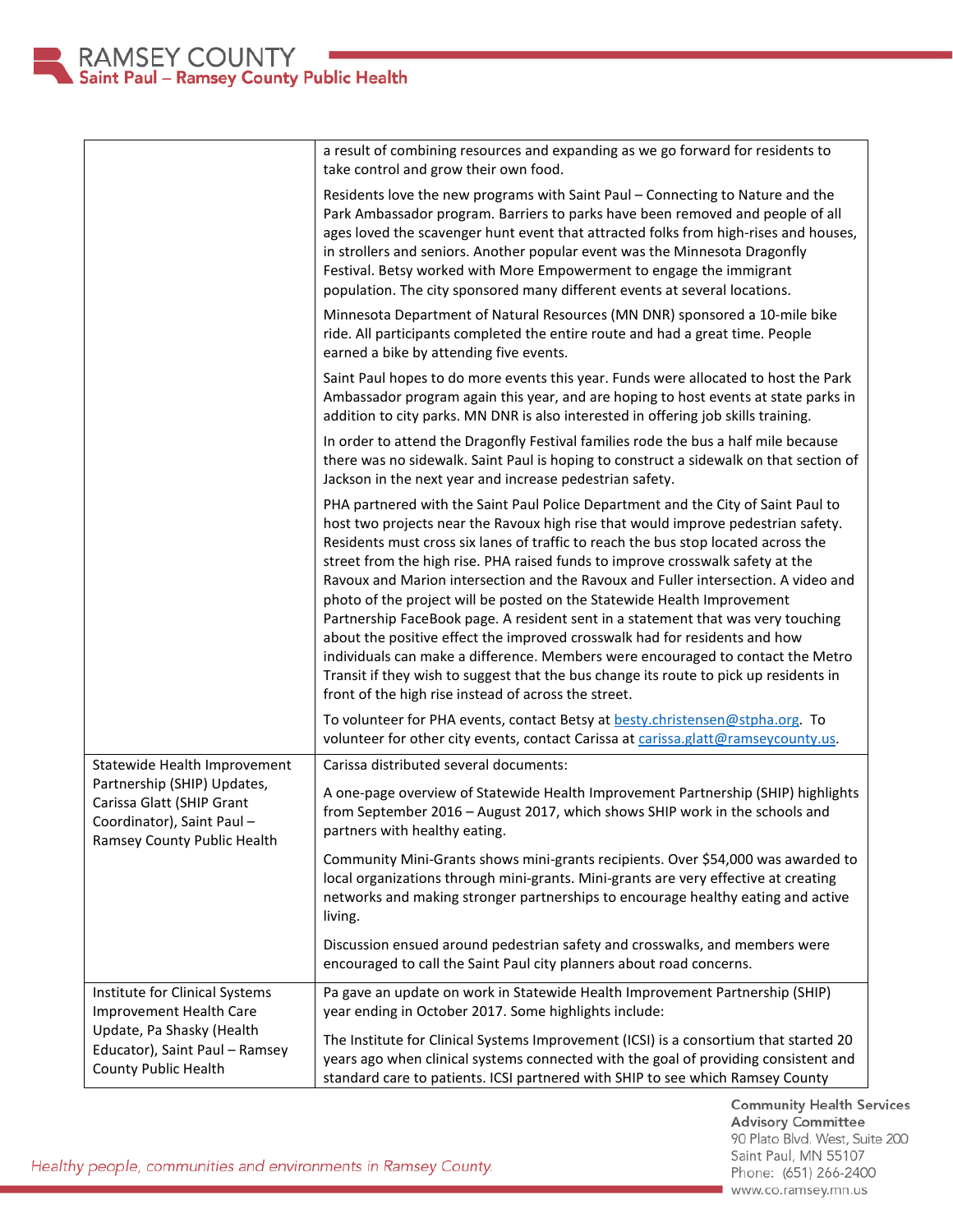| | |
|---|---|
| | a result of combining resources and expanding as we go forward for residents to take control and grow their own food.<br><br>Residents love the new programs with Saint Paul – Connecting to Nature and the Park Ambassador program. Barriers to parks have been removed and people of all ages loved the scavenger hunt event that attracted folks from high-rises and houses, in strollers and seniors. Another popular event was the Minnesota Dragonfly Festival. Betsy worked with More Empowerment to engage the immigrant population. The city sponsored many different events at several locations.<br><br>Minnesota Department of Natural Resources (MN DNR) sponsored a 10-mile bike ride. All participants completed the entire route and had a great time. People earned a bike by attending five events.<br><br>Saint Paul hopes to do more events this year. Funds were allocated to host the Park Ambassador program again this year, and are hoping to host events at state parks in addition to city parks. MN DNR is also interested in offering job skills training.<br><br>In order to attend the Dragonfly Festival families rode the bus a half mile because there was no sidewalk. Saint Paul is hoping to construct a sidewalk on that section of Jackson in the next year and increase pedestrian safety.<br><br>PHA partnered with the Saint Paul Police Department and the City of Saint Paul to host two projects near the Ravoux high rise that would improve pedestrian safety. Residents must cross six lanes of traffic to reach the bus stop located across the street from the high rise. PHA raised funds to improve crosswalk safety at the Ravoux and Marion intersection and the Ravoux and Fuller intersection. A video and photo of the project will be posted on the Statewide Health Improvement Partnership FaceBook page. A resident sent in a statement that was very touching about the positive effect the improved crosswalk had for residents and how individuals can make a difference. Members were encouraged to contact the Metro Transit if they wish to suggest that the bus change its route to pick up residents in front of the high rise instead of across the street.<br><br>To volunteer for PHA events, contact Betsy at besty.christensen@stpha.org. To volunteer for other city events, contact Carissa at carissa.glatt@ramseycounty.us. |
| Statewide Health Improvement Partnership (SHIP) Updates, Carissa Glatt (SHIP Grant Coordinator), Saint Paul – Ramsey County Public Health | Carissa distributed several documents:<br><br>A one-page overview of Statewide Health Improvement Partnership (SHIP) highlights from September 2016 – August 2017, which shows SHIP work in the schools and partners with healthy eating.<br><br>Community Mini-Grants shows mini-grants recipients. Over $54,000 was awarded to local organizations through mini-grants. Mini-grants are very effective at creating networks and making stronger partnerships to encourage healthy eating and active living.<br><br>Discussion ensued around pedestrian safety and crosswalks, and members were encouraged to call the Saint Paul city planners about road concerns. |
| Institute for Clinical Systems Improvement Health Care Update, Pa Shasky (Health Educator), Saint Paul – Ramsey County Public Health | Pa gave an update on work in Statewide Health Improvement Partnership (SHIP) year ending in October 2017. Some highlights include:<br><br>The Institute for Clinical Systems Improvement (ICSI) is a consortium that started 20 years ago when clinical systems connected with the goal of providing consistent and standard care to patients. ICSI partnered with SHIP to see which Ramsey County |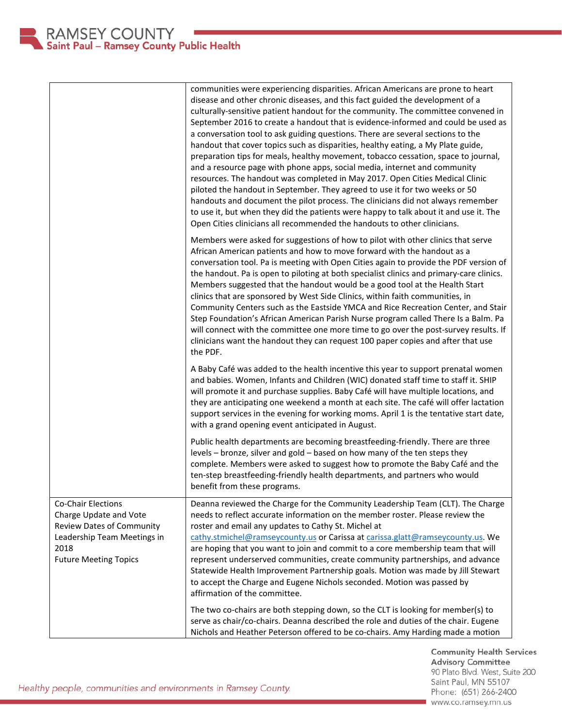| | |
|---|---|
| | communities were experiencing disparities. African Americans are prone to heart disease and other chronic diseases, and this fact guided the development of a culturally-sensitive patient handout for the community. The committee convened in September 2016 to create a handout that is evidence-informed and could be used as a conversation tool to ask guiding questions. There are several sections to the handout that cover topics such as disparities, healthy eating, a My Plate guide, preparation tips for meals, healthy movement, tobacco cessation, space to journal, and a resource page with phone apps, social media, internet and community resources. The handout was completed in May 2017. Open Cities Medical Clinic piloted the handout in September. They agreed to use it for two weeks or 50 handouts and document the pilot process. The clinicians did not always remember to use it, but when they did the patients were happy to talk about it and use it. The Open Cities clinicians all recommended the handouts to other clinicians.<br><br>Members were asked for suggestions of how to pilot with other clinics that serve African American patients and how to move forward with the handout as a conversation tool. Pa is meeting with Open Cities again to provide the PDF version of the handout. Pa is open to piloting at both specialist clinics and primary-care clinics. Members suggested that the handout would be a good tool at the Health Start clinics that are sponsored by West Side Clinics, within faith communities, in Community Centers such as the Eastside YMCA and Rice Recreation Center, and Stair Step Foundation's African American Parish Nurse program called There Is a Balm. Pa will connect with the committee one more time to go over the post-survey results. If clinicians want the handout they can request 100 paper copies and after that use the PDF.<br><br>A Baby Café was added to the health incentive this year to support prenatal women and babies. Women, Infants and Children (WIC) donated staff time to staff it. SHIP will promote it and purchase supplies. Baby Café will have multiple locations, and they are anticipating one weekend a month at each site. The café will offer lactation support services in the evening for working moms. April 1 is the tentative start date, with a grand opening event anticipated in August.<br><br>Public health departments are becoming breastfeeding-friendly. There are three levels – bronze, silver and gold – based on how many of the ten steps they complete. Members were asked to suggest how to promote the Baby Café and the ten-step breastfeeding-friendly health departments, and partners who would benefit from these programs. |
| Co-Chair Elections<br>Charge Update and Vote<br>Review Dates of Community Leadership Team Meetings in 2018<br>Future Meeting Topics | Deanna reviewed the Charge for the Community Leadership Team (CLT). The Charge needs to reflect accurate information on the member roster. Please review the roster and email any updates to Cathy St. Michel at cathy.stmichel@ramseycounty.us or Carissa at carissa.glatt@ramseycounty.us. We are hoping that you want to join and commit to a core membership team that will represent underserved communities, create community partnerships, and advance Statewide Health Improvement Partnership goals. Motion was made by Jill Stewart to accept the Charge and Eugene Nichols seconded. Motion was passed by affirmation of the committee.<br><br>The two co-chairs are both stepping down, so the CLT is looking for member(s) to serve as chair/co-chairs. Deanna described the role and duties of the chair. Eugene Nichols and Heather Peterson offered to be co-chairs. Amy Harding made a motion |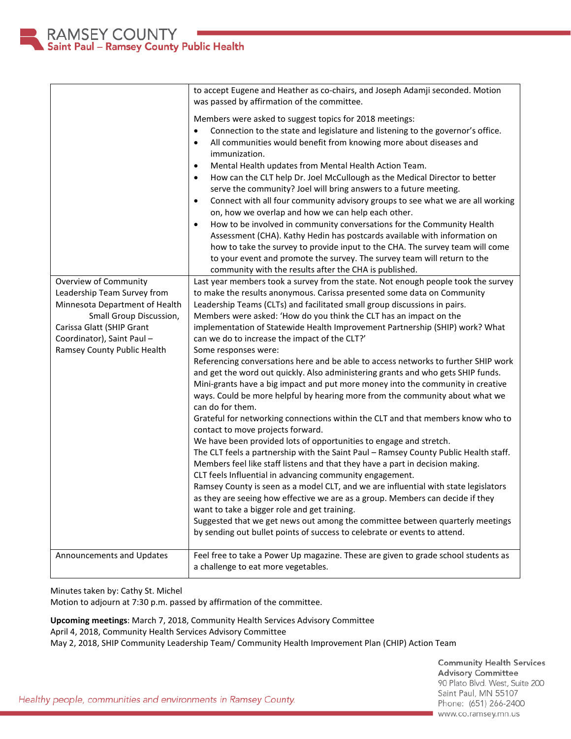| | |
|---|---|
| | to accept Eugene and Heather as co-chairs, and Joseph Adamji seconded. Motion was passed by affirmation of the committee.<br><br>Members were asked to suggest topics for 2018 meetings:<br>• Connection to the state and legislature and listening to the governor's office.<br>• All communities would benefit from knowing more about diseases and immunization.<br>• Mental Health updates from Mental Health Action Team.<br>• How can the CLT help Dr. Joel McCullough as the Medical Director to better serve the community? Joel will bring answers to a future meeting.<br>• Connect with all four community advisory groups to see what we are all working on, how we overlap and how we can help each other.<br>• How to be involved in community conversations for the Community Health Assessment (CHA). Kathy Hedin has postcards available with information on how to take the survey to provide input to the CHA. The survey team will come to your event and promote the survey. The survey team will return to the community with the results after the CHA is published. |
| Overview of Community Leadership Team Survey from Minnesota Department of Health Small Group Discussion, Carissa Glatt (SHIP Grant Coordinator), Saint Paul – Ramsey County Public Health | Last year members took a survey from the state. Not enough people took the survey to make the results anonymous. Carissa presented some data on Community Leadership Teams (CLTs) and facilitated small group discussions in pairs.<br>Members were asked: 'How do you think the CLT has an impact on the implementation of Statewide Health Improvement Partnership (SHIP) work? What can we do to increase the impact of the CLT?'<br>Some responses were:<br>Referencing conversations here and be able to access networks to further SHIP work and get the word out quickly. Also administering grants and who gets SHIP funds.<br>Mini-grants have a big impact and put more money into the community in creative ways. Could be more helpful by hearing more from the community about what we can do for them.<br>Grateful for networking connections within the CLT and that members know who to contact to move projects forward.<br>We have been provided lots of opportunities to engage and stretch.<br>The CLT feels a partnership with the Saint Paul – Ramsey County Public Health staff. Members feel like staff listens and that they have a part in decision making.<br>CLT feels Influential in advancing community engagement.<br>Ramsey County is seen as a model CLT, and we are influential with state legislators as they are seeing how effective we are as a group. Members can decide if they want to take a bigger role and get training.<br>Suggested that we get news out among the committee between quarterly meetings by sending out bullet points of success to celebrate or events to attend. |
| Announcements and Updates | Feel free to take a Power Up magazine. These are given to grade school students as a challenge to eat more vegetables. |

Minutes taken by: Cathy St. Michel
Motion to adjourn at 7:30 p.m. passed by affirmation of the committee.

**Upcoming meetings**: March 7, 2018, Community Health Services Advisory Committee
April 4, 2018, Community Health Services Advisory Committee
May 2, 2018, SHIP Community Leadership Team/ Community Health Improvement Plan (CHIP) Action Team